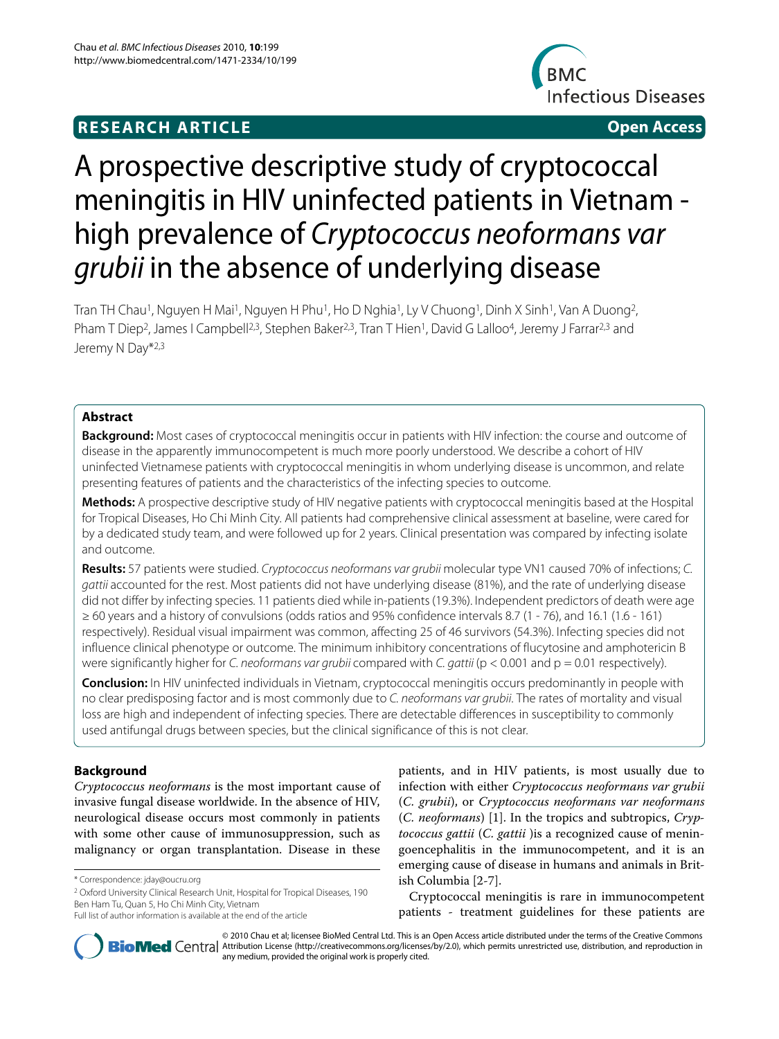**RESEARCH ARTICLE** **Open Access**

# A prospective descriptive study of cryptococcal meningitis in HIV uninfected patients in Vietnam - high prevalence of *Cryptococcus neoformans var grubii* in the absence of underlying disease

Tran TH Chau[1], Nguyen H Mai[1], Nguyen H Phu[1], Ho D Nghia[1], Ly V Chuong[1], Dinh X Sinh[1], Van A Duong[2], Pham T Diep[2], James I Campbell[2,3], Stephen Baker[2,3], Tran T Hien[1], David G Lalloo[4], Jeremy J Farrar[2,3] and Jeremy N Day*[2,3]

## Abstract

**Background:** Most cases of cryptococcal meningitis occur in patients with HIV infection: the course and outcome of disease in the apparently immunocompetent is much more poorly understood. We describe a cohort of HIV uninfected Vietnamese patients with cryptococcal meningitis in whom underlying disease is uncommon, and relate presenting features of patients and the characteristics of the infecting species to outcome.

**Methods:** A prospective descriptive study of HIV negative patients with cryptococcal meningitis based at the Hospital for Tropical Diseases, Ho Chi Minh City. All patients had comprehensive clinical assessment at baseline, were cared for by a dedicated study team, and were followed up for 2 years. Clinical presentation was compared by infecting isolate and outcome.

**Results:** 57 patients were studied. *Cryptococcus neoformans var grubii* molecular type VN1 caused 70% of infections; *C. gattii* accounted for the rest. Most patients did not have underlying disease (81%), and the rate of underlying disease did not differ by infecting species. 11 patients died while in-patients (19.3%). Independent predictors of death were age ≥ 60 years and a history of convulsions (odds ratios and 95% confidence intervals 8.7 (1 - 76), and 16.1 (1.6 - 161) respectively). Residual visual impairment was common, affecting 25 of 46 survivors (54.3%). Infecting species did not influence clinical phenotype or outcome. The minimum inhibitory concentrations of flucytosine and amphotericin B were significantly higher for *C. neoformans var grubii* compared with *C. gattii* ($p < 0.001$ and $p = 0.01$ respectively).

**Conclusion:** In HIV uninfected individuals in Vietnam, cryptococcal meningitis occurs predominantly in people with no clear predisposing factor and is most commonly due to *C. neoformans var grubii*. The rates of mortality and visual loss are high and independent of infecting species. There are detectable differences in susceptibility to commonly used antifungal drugs between species, but the clinical significance of this is not clear.

## Background

*Cryptococcus neoformans* is the most important cause of invasive fungal disease worldwide. In the absence of HIV, neurological disease occurs most commonly in patients with some other cause of immunosuppression, such as malignancy or organ transplantation. Disease in these patients, and in HIV patients, is most usually due to infection with either *Cryptococcus neoformans var grubii* (*C. grubii*), or *Cryptococcus neoformans var neoformans* (*C. neoformans*) [1]. In the tropics and subtropics, *Cryptococcus gattii* (*C. gattii* )is a recognized cause of meningoencephalitis in the immunocompetent, and it is an emerging cause of disease in humans and animals in British Columbia [2-7].

Cryptococcal meningitis is rare in immunocompetent patients - treatment guidelines for these patients are

\* Correspondence: jday@oucru.org

[2] Oxford University Clinical Research Unit, Hospital for Tropical Diseases, 190 Ben Ham Tu, Quan 5, Ho Chi Minh City, Vietnam

Full list of author information is available at the end of the article

© 2010 Chau et al; licensee BioMed Central Ltd. This is an Open Access article distributed under the terms of the Creative Commons Attribution License (http://creativecommons.org/licenses/by/2.0), which permits unrestricted use, distribution, and reproduction in any medium, provided the original work is properly cited.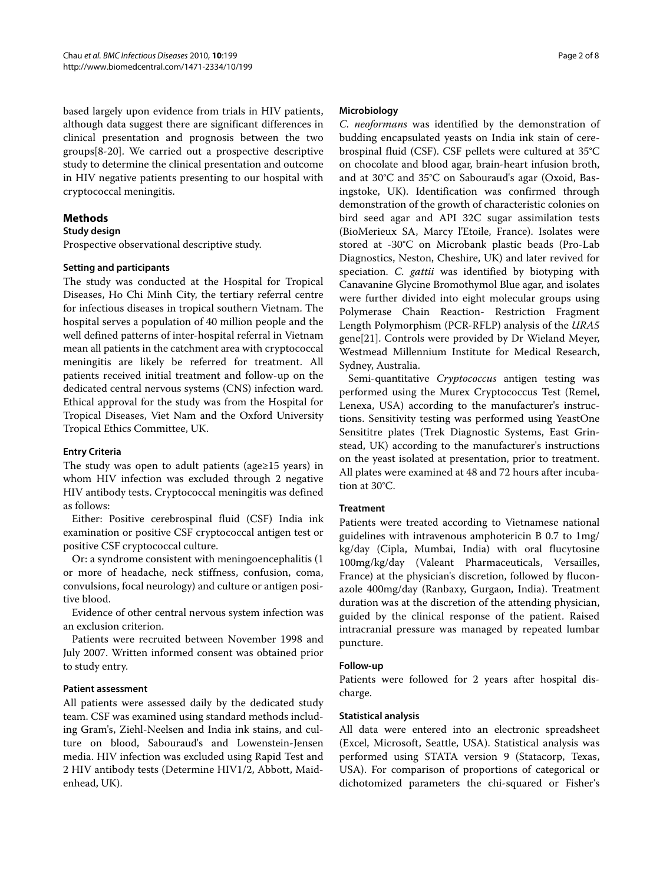based largely upon evidence from trials in HIV patients, although data suggest there are significant differences in clinical presentation and prognosis between the two groups[8-20]. We carried out a prospective descriptive study to determine the clinical presentation and outcome in HIV negative patients presenting to our hospital with cryptococcal meningitis.

## Methods

### Study design

Prospective observational descriptive study.

### Setting and participants

The study was conducted at the Hospital for Tropical Diseases, Ho Chi Minh City, the tertiary referral centre for infectious diseases in tropical southern Vietnam. The hospital serves a population of 40 million people and the well defined patterns of inter-hospital referral in Vietnam mean all patients in the catchment area with cryptococcal meningitis are likely be referred for treatment. All patients received initial treatment and follow-up on the dedicated central nervous systems (CNS) infection ward. Ethical approval for the study was from the Hospital for Tropical Diseases, Viet Nam and the Oxford University Tropical Ethics Committee, UK.

### Entry Criteria

The study was open to adult patients (age≥15 years) in whom HIV infection was excluded through 2 negative HIV antibody tests. Cryptococcal meningitis was defined as follows:

Either: Positive cerebrospinal fluid (CSF) India ink examination or positive CSF cryptococcal antigen test or positive CSF cryptococcal culture.

Or: a syndrome consistent with meningoencephalitis (1 or more of headache, neck stiffness, confusion, coma, convulsions, focal neurology) and culture or antigen positive blood.

Evidence of other central nervous system infection was an exclusion criterion.

Patients were recruited between November 1998 and July 2007. Written informed consent was obtained prior to study entry.

### Patient assessment

All patients were assessed daily by the dedicated study team. CSF was examined using standard methods including Gram's, Ziehl-Neelsen and India ink stains, and culture on blood, Sabouraud's and Lowenstein-Jensen media. HIV infection was excluded using Rapid Test and 2 HIV antibody tests (Determine HIV1/2, Abbott, Maidenhead, UK).

### Microbiology

*C. neoformans* was identified by the demonstration of budding encapsulated yeasts on India ink stain of cerebrospinal fluid (CSF). CSF pellets were cultured at 35°C on chocolate and blood agar, brain-heart infusion broth, and at 30°C and 35°C on Sabouraud's agar (Oxoid, Basingstoke, UK). Identification was confirmed through demonstration of the growth of characteristic colonies on bird seed agar and API 32C sugar assimilation tests (BioMerieux SA, Marcy l'Etoile, France). Isolates were stored at -30°C on Microbank plastic beads (Pro-Lab Diagnostics, Neston, Cheshire, UK) and later revived for speciation. *C. gattii* was identified by biotyping with Canavanine Glycine Bromothymol Blue agar, and isolates were further divided into eight molecular groups using Polymerase Chain Reaction- Restriction Fragment Length Polymorphism (PCR-RFLP) analysis of the *URA5* gene[21]. Controls were provided by Dr Wieland Meyer, Westmead Millennium Institute for Medical Research, Sydney, Australia.

Semi-quantitative *Cryptococcus* antigen testing was performed using the Murex Cryptococcus Test (Remel, Lenexa, USA) according to the manufacturer's instructions. Sensitivity testing was performed using YeastOne Sensititre plates (Trek Diagnostic Systems, East Grinstead, UK) according to the manufacturer's instructions on the yeast isolated at presentation, prior to treatment. All plates were examined at 48 and 72 hours after incubation at 30°C.

### Treatment

Patients were treated according to Vietnamese national guidelines with intravenous amphotericin B 0.7 to 1mg/kg/day (Cipla, Mumbai, India) with oral flucytosine 100mg/kg/day (Valeant Pharmaceuticals, Versailles, France) at the physician's discretion, followed by fluconazole 400mg/day (Ranbaxy, Gurgaon, India). Treatment duration was at the discretion of the attending physician, guided by the clinical response of the patient. Raised intracranial pressure was managed by repeated lumbar puncture.

### Follow-up

Patients were followed for 2 years after hospital discharge.

### Statistical analysis

All data were entered into an electronic spreadsheet (Excel, Microsoft, Seattle, USA). Statistical analysis was performed using STATA version 9 (Statacorp, Texas, USA). For comparison of proportions of categorical or dichotomized parameters the chi-squared or Fisher's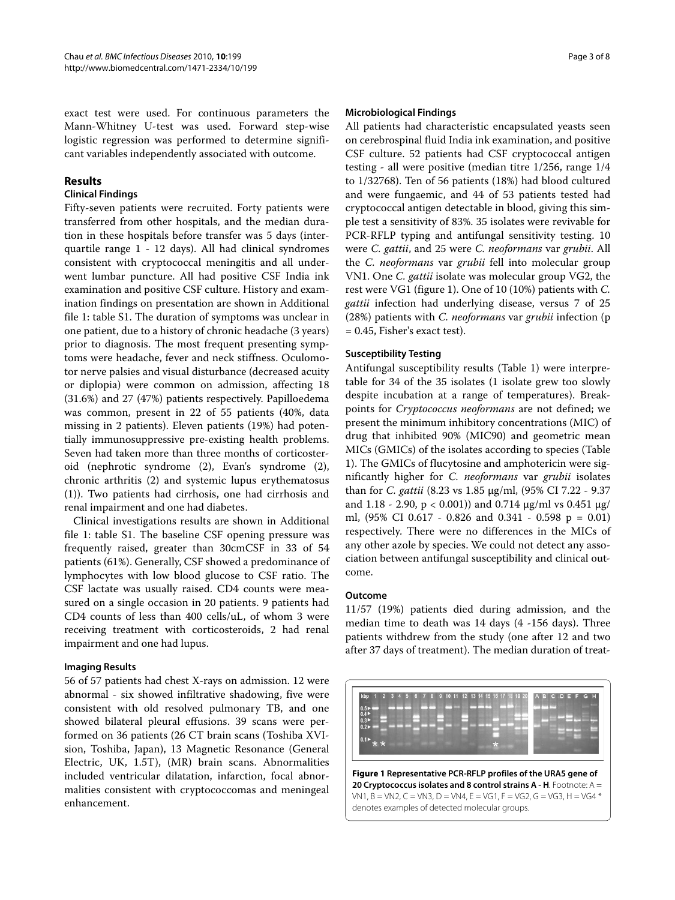exact test were used. For continuous parameters the Mann-Whitney U-test was used. Forward step-wise logistic regression was performed to determine significant variables independently associated with outcome.

## Results

### Clinical Findings

Fifty-seven patients were recruited. Forty patients were transferred from other hospitals, and the median duration in these hospitals before transfer was 5 days (interquartile range 1 - 12 days). All had clinical syndromes consistent with cryptococcal meningitis and all underwent lumbar puncture. All had positive CSF India ink examination and positive CSF culture. History and examination findings on presentation are shown in Additional file 1: table S1. The duration of symptoms was unclear in one patient, due to a history of chronic headache (3 years) prior to diagnosis. The most frequent presenting symptoms were headache, fever and neck stiffness. Oculomotor nerve palsies and visual disturbance (decreased acuity or diplopia) were common on admission, affecting 18 (31.6%) and 27 (47%) patients respectively. Papilloedema was common, present in 22 of 55 patients (40%, data missing in 2 patients). Eleven patients (19%) had potentially immunosuppressive pre-existing health problems. Seven had taken more than three months of corticosteroid (nephrotic syndrome (2), Evan's syndrome (2), chronic arthritis (2) and systemic lupus erythematosus (1)). Two patients had cirrhosis, one had cirrhosis and renal impairment and one had diabetes.

Clinical investigations results are shown in Additional file 1: table S1. The baseline CSF opening pressure was frequently raised, greater than 30cmCSF in 33 of 54 patients (61%). Generally, CSF showed a predominance of lymphocytes with low blood glucose to CSF ratio. The CSF lactate was usually raised. CD4 counts were measured on a single occasion in 20 patients. 9 patients had CD4 counts of less than 400 cells/uL, of whom 3 were receiving treatment with corticosteroids, 2 had renal impairment and one had lupus.

### Imaging Results

56 of 57 patients had chest X-rays on admission. 12 were abnormal - six showed infiltrative shadowing, five were consistent with old resolved pulmonary TB, and one showed bilateral pleural effusions. 39 scans were performed on 36 patients (26 CT brain scans (Toshiba XVIsion, Toshiba, Japan), 13 Magnetic Resonance (General Electric, UK, 1.5T), (MR) brain scans. Abnormalities included ventricular dilatation, infarction, focal abnormalities consistent with cryptococcomas and meningeal enhancement.

### Microbiological Findings

All patients had characteristic encapsulated yeasts seen on cerebrospinal fluid India ink examination, and positive CSF culture. 52 patients had CSF cryptococcal antigen testing - all were positive (median titre 1/256, range 1/4 to 1/32768). Ten of 56 patients (18%) had blood cultured and were fungaemic, and 44 of 53 patients tested had cryptococcal antigen detectable in blood, giving this simple test a sensitivity of 83%. 35 isolates were revivable for PCR-RFLP typing and antifungal sensitivity testing. 10 were *C. gattii*, and 25 were *C. neoformans* var *grubii*. All the *C. neoformans* var *grubii* fell into molecular group VN1. One *C. gattii* isolate was molecular group VG2, the rest were VG1 (figure 1). One of 10 (10%) patients with *C. gattii* infection had underlying disease, versus 7 of 25 (28%) patients with *C. neoformans* var *grubii* infection ($p = 0.45$, Fisher's exact test).

### Susceptibility Testing

Antifungal susceptibility results (Table 1) were interpretable for 34 of the 35 isolates (1 isolate grew too slowly despite incubation at a range of temperatures). Breakpoints for *Cryptococcus neoformans* are not defined; we present the minimum inhibitory concentrations (MIC) of drug that inhibited 90% (MIC90) and geometric mean MICs (GMICs) of the isolates according to species (Table 1). The GMICs of flucytosine and amphotericin were significantly higher for *C. neoformans* var *grubii* isolates than for *C. gattii* (8.23 vs 1.85 μg/ml, (95% CI 7.22 - 9.37 and 1.18 - 2.90, $p < 0.001$)) and 0.714 μg/ml vs 0.451 μg/ml, (95% CI 0.617 - 0.826 and 0.341 - 0.598 $p = 0.01$) respectively. There were no differences in the MICs of any other azole by species. We could not detect any association between antifungal susceptibility and clinical outcome.

### Outcome

11/57 (19%) patients died during admission, and the median time to death was 14 days (4 -156 days). Three patients withdrew from the study (one after 12 and two after 37 days of treatment). The median duration of treat-

**Figure 1 Representative PCR-RFLP profiles of the URA5 gene of 20 Cryptococcus isolates and 8 control strains A - H**. Footnote: A = VN1, B = VN2, C = VN3, D = VN4, E = VG1, F = VG2, G = VG3, H = VG4 * denotes examples of detected molecular groups.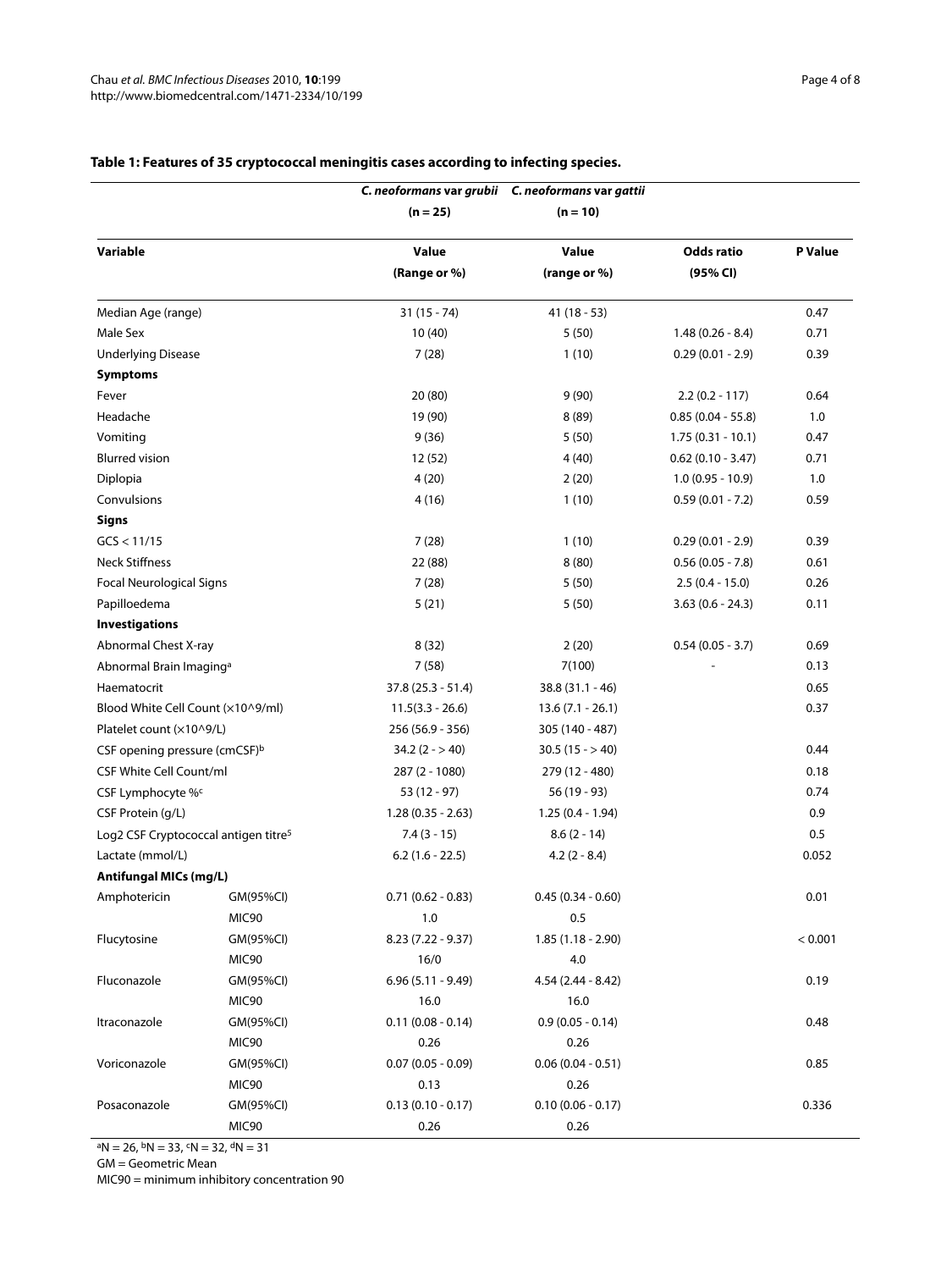**Table 1: Features of 35 cryptococcal meningitis cases according to infecting species.**

| Variable | | *C. neoformans* var *grubii* (n = 25) Value (Range or %) | *C. neoformans* var *gattii* (n = 10) Value (range or %) | Odds ratio (95% CI) | P Value |
|---|---|---|---|---|---|
| Median Age (range) | | 31 (15 - 74) | 41 (18 - 53) | | 0.47 |
| Male Sex | | 10 (40) | 5 (50) | 1.48 (0.26 - 8.4) | 0.71 |
| Underlying Disease | | 7 (28) | 1 (10) | 0.29 (0.01 - 2.9) | 0.39 |
| **Symptoms** | | | | | |
| Fever | | 20 (80) | 9 (90) | 2.2 (0.2 - 117) | 0.64 |
| Headache | | 19 (90) | 8 (89) | 0.85 (0.04 - 55.8) | 1.0 |
| Vomiting | | 9 (36) | 5 (50) | 1.75 (0.31 - 10.1) | 0.47 |
| Blurred vision | | 12 (52) | 4 (40) | 0.62 (0.10 - 3.47) | 0.71 |
| Diplopia | | 4 (20) | 2 (20) | 1.0 (0.95 - 10.9) | 1.0 |
| Convulsions | | 4 (16) | 1 (10) | 0.59 (0.01 - 7.2) | 0.59 |
| **Signs** | | | | | |
| GCS < 11/15 | | 7 (28) | 1 (10) | 0.29 (0.01 - 2.9) | 0.39 |
| Neck Stiffness | | 22 (88) | 8 (80) | 0.56 (0.05 - 7.8) | 0.61 |
| Focal Neurological Signs | | 7 (28) | 5 (50) | 2.5 (0.4 - 15.0) | 0.26 |
| Papilloedema | | 5 (21) | 5 (50) | 3.63 (0.6 - 24.3) | 0.11 |
| **Investigations** | | | | | |
| Abnormal Chest X-ray | | 8 (32) | 2 (20) | 0.54 (0.05 - 3.7) | 0.69 |
| Abnormal Brain Imaging[a] | | 7 (58) | 7(100) | - | 0.13 |
| Haematocrit | | 37.8 (25.3 - 51.4) | 38.8 (31.1 - 46) | | 0.65 |
| Blood White Cell Count (×10^9/ml) | | 11.5(3.3 - 26.6) | 13.6 (7.1 - 26.1) | | 0.37 |
| Platelet count (×10^9/L) | | 256 (56.9 - 356) | 305 (140 - 487) | | |
| CSF opening pressure (cmCSF)[b] | | 34.2 (2 - > 40) | 30.5 (15 - > 40) | | 0.44 |
| CSF White Cell Count/ml | | 287 (2 - 1080) | 279 (12 - 480) | | 0.18 |
| CSF Lymphocyte %[c] | | 53 (12 - 97) | 56 (19 - 93) | | 0.74 |
| CSF Protein (g/L) | | 1.28 (0.35 - 2.63) | 1.25 (0.4 - 1.94) | | 0.9 |
| Log2 CSF Cryptococcal antigen titre[5] | | 7.4 (3 - 15) | 8.6 (2 - 14) | | 0.5 |
| Lactate (mmol/L) | | 6.2 (1.6 - 22.5) | 4.2 (2 - 8.4) | | 0.052 |
| **Antifungal MICs (mg/L)** | | | | | |
| Amphotericin | GM(95%CI) | 0.71 (0.62 - 0.83) | 0.45 (0.34 - 0.60) | | 0.01 |
| | MIC90 | 1.0 | 0.5 | | |
| Flucytosine | GM(95%CI) | 8.23 (7.22 - 9.37) | 1.85 (1.18 - 2.90) | | < 0.001 |
| | MIC90 | 16/0 | 4.0 | | |
| Fluconazole | GM(95%CI) | 6.96 (5.11 - 9.49) | 4.54 (2.44 - 8.42) | | 0.19 |
| | MIC90 | 16.0 | 16.0 | | |
| Itraconazole | GM(95%CI) | 0.11 (0.08 - 0.14) | 0.9 (0.05 - 0.14) | | 0.48 |
| | MIC90 | 0.26 | 0.26 | | |
| Voriconazole | GM(95%CI) | 0.07 (0.05 - 0.09) | 0.06 (0.04 - 0.51) | | 0.85 |
| | MIC90 | 0.13 | 0.26 | | |
| Posaconazole | GM(95%CI) | 0.13 (0.10 - 0.17) | 0.10 (0.06 - 0.17) | | 0.336 |
| | MIC90 | 0.26 | 0.26 | | |

[a]N = 26, [b]N = 33, [c]N = 32, [d]N = 31

GM = Geometric Mean

MIC90 = minimum inhibitory concentration 90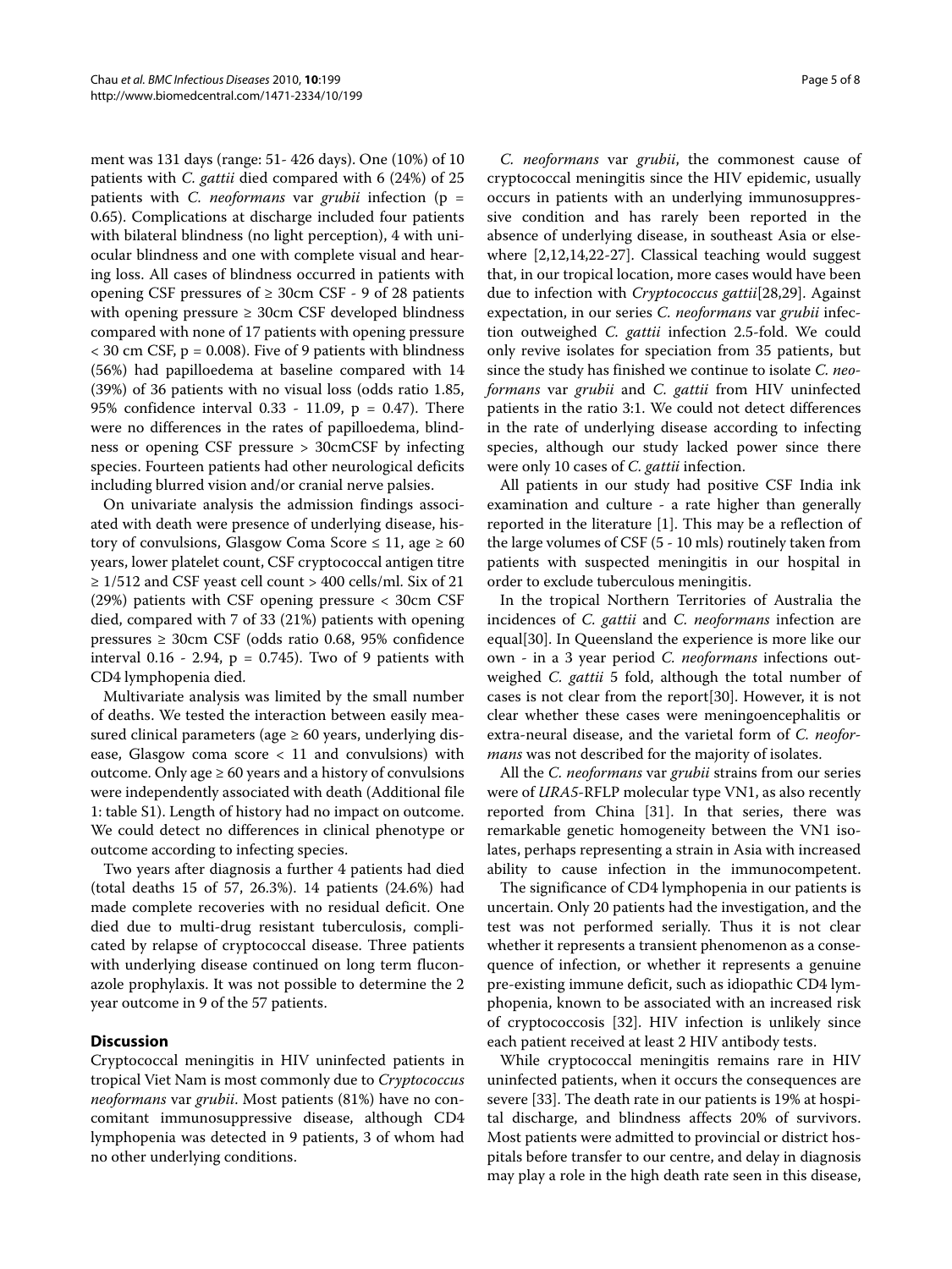ment was 131 days (range: 51- 426 days). One (10%) of 10 patients with *C. gattii* died compared with 6 (24%) of 25 patients with *C. neoformans* var *grubii* infection ($p = 0.65$). Complications at discharge included four patients with bilateral blindness (no light perception), 4 with uniocular blindness and one with complete visual and hearing loss. All cases of blindness occurred in patients with opening CSF pressures of ≥ 30cm CSF - 9 of 28 patients with opening pressure ≥ 30cm CSF developed blindness compared with none of 17 patients with opening pressure < 30 cm CSF, $p = 0.008$). Five of 9 patients with blindness (56%) had papilloedema at baseline compared with 14 (39%) of 36 patients with no visual loss (odds ratio 1.85, 95% confidence interval 0.33 - 11.09, $p = 0.47$). There were no differences in the rates of papilloedema, blindness or opening CSF pressure > 30cmCSF by infecting species. Fourteen patients had other neurological deficits including blurred vision and/or cranial nerve palsies.

On univariate analysis the admission findings associated with death were presence of underlying disease, history of convulsions, Glasgow Coma Score ≤ 11, age ≥ 60 years, lower platelet count, CSF cryptococcal antigen titre ≥ 1/512 and CSF yeast cell count > 400 cells/ml. Six of 21 (29%) patients with CSF opening pressure < 30cm CSF died, compared with 7 of 33 (21%) patients with opening pressures ≥ 30cm CSF (odds ratio 0.68, 95% confidence interval 0.16 - 2.94, $p = 0.745$). Two of 9 patients with CD4 lymphopenia died.

Multivariate analysis was limited by the small number of deaths. We tested the interaction between easily measured clinical parameters (age ≥ 60 years, underlying disease, Glasgow coma score < 11 and convulsions) with outcome. Only age ≥ 60 years and a history of convulsions were independently associated with death (Additional file 1: table S1). Length of history had no impact on outcome. We could detect no differences in clinical phenotype or outcome according to infecting species.

Two years after diagnosis a further 4 patients had died (total deaths 15 of 57, 26.3%). 14 patients (24.6%) had made complete recoveries with no residual deficit. One died due to multi-drug resistant tuberculosis, complicated by relapse of cryptococcal disease. Three patients with underlying disease continued on long term fluconazole prophylaxis. It was not possible to determine the 2 year outcome in 9 of the 57 patients.

## Discussion

Cryptococcal meningitis in HIV uninfected patients in tropical Viet Nam is most commonly due to *Cryptococcus neoformans* var *grubii*. Most patients (81%) have no concomitant immunosuppressive disease, although CD4 lymphopenia was detected in 9 patients, 3 of whom had no other underlying conditions.

*C. neoformans* var *grubii*, the commonest cause of cryptococcal meningitis since the HIV epidemic, usually occurs in patients with an underlying immunosuppressive condition and has rarely been reported in the absence of underlying disease, in southeast Asia or elsewhere [2,12,14,22-27]. Classical teaching would suggest that, in our tropical location, more cases would have been due to infection with *Cryptococcus gattii*[28,29]. Against expectation, in our series *C. neoformans* var *grubii* infection outweighed *C. gattii* infection 2.5-fold. We could only revive isolates for speciation from 35 patients, but since the study has finished we continue to isolate *C. neoformans* var *grubii* and *C. gattii* from HIV uninfected patients in the ratio 3:1. We could not detect differences in the rate of underlying disease according to infecting species, although our study lacked power since there were only 10 cases of *C. gattii* infection.

All patients in our study had positive CSF India ink examination and culture - a rate higher than generally reported in the literature [1]. This may be a reflection of the large volumes of CSF (5 - 10 mls) routinely taken from patients with suspected meningitis in our hospital in order to exclude tuberculous meningitis.

In the tropical Northern Territories of Australia the incidences of *C. gattii* and *C. neoformans* infection are equal[30]. In Queensland the experience is more like our own - in a 3 year period *C. neoformans* infections outweighed *C. gattii* 5 fold, although the total number of cases is not clear from the report[30]. However, it is not clear whether these cases were meningoencephalitis or extra-neural disease, and the varietal form of *C. neoformans* was not described for the majority of isolates.

All the *C. neoformans* var *grubii* strains from our series were of *URA5*-RFLP molecular type VN1, as also recently reported from China [31]. In that series, there was remarkable genetic homogeneity between the VN1 isolates, perhaps representing a strain in Asia with increased ability to cause infection in the immunocompetent.

The significance of CD4 lymphopenia in our patients is uncertain. Only 20 patients had the investigation, and the test was not performed serially. Thus it is not clear whether it represents a transient phenomenon as a consequence of infection, or whether it represents a genuine pre-existing immune deficit, such as idiopathic CD4 lymphopenia, known to be associated with an increased risk of cryptococcosis [32]. HIV infection is unlikely since each patient received at least 2 HIV antibody tests.

While cryptococcal meningitis remains rare in HIV uninfected patients, when it occurs the consequences are severe [33]. The death rate in our patients is 19% at hospital discharge, and blindness affects 20% of survivors. Most patients were admitted to provincial or district hospitals before transfer to our centre, and delay in diagnosis may play a role in the high death rate seen in this disease,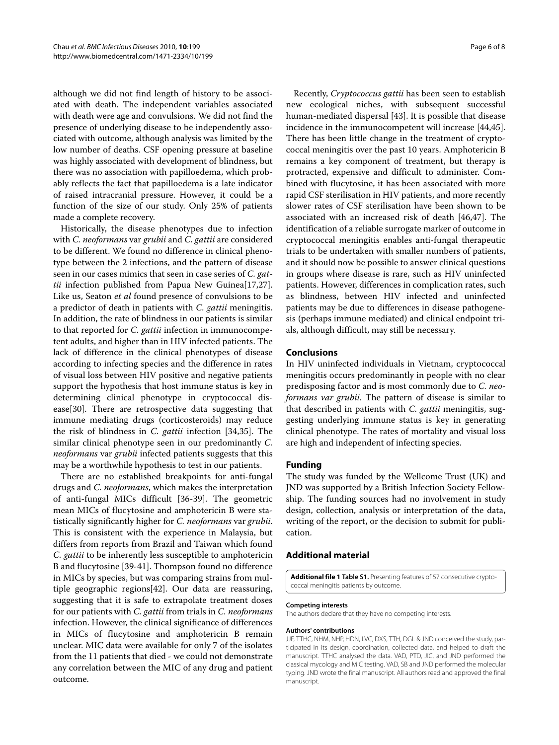although we did not find length of history to be associated with death. The independent variables associated with death were age and convulsions. We did not find the presence of underlying disease to be independently associated with outcome, although analysis was limited by the low number of deaths. CSF opening pressure at baseline was highly associated with development of blindness, but there was no association with papilloedema, which probably reflects the fact that papilloedema is a late indicator of raised intracranial pressure. However, it could be a function of the size of our study. Only 25% of patients made a complete recovery.

Historically, the disease phenotypes due to infection with *C. neoformans* var *grubii* and *C. gattii* are considered to be different. We found no difference in clinical phenotype between the 2 infections, and the pattern of disease seen in our cases mimics that seen in case series of *C. gattii* infection published from Papua New Guinea[17,27]. Like us, Seaton *et al* found presence of convulsions to be a predictor of death in patients with *C. gattii* meningitis. In addition, the rate of blindness in our patients is similar to that reported for *C. gattii* infection in immunocompetent adults, and higher than in HIV infected patients. The lack of difference in the clinical phenotypes of disease according to infecting species and the difference in rates of visual loss between HIV positive and negative patients support the hypothesis that host immune status is key in determining clinical phenotype in cryptococcal disease[30]. There are retrospective data suggesting that immune mediating drugs (corticosteroids) may reduce the risk of blindness in *C. gattii* infection [34,35]. The similar clinical phenotype seen in our predominantly *C. neoformans* var *grubii* infected patients suggests that this may be a worthwhile hypothesis to test in our patients.

There are no established breakpoints for anti-fungal drugs and *C. neoformans*, which makes the interpretation of anti-fungal MICs difficult [36-39]. The geometric mean MICs of flucytosine and amphotericin B were statistically significantly higher for *C. neoformans* var *grubii*. This is consistent with the experience in Malaysia, but differs from reports from Brazil and Taiwan which found *C. gattii* to be inherently less susceptible to amphotericin B and flucytosine [39-41]. Thompson found no difference in MICs by species, but was comparing strains from multiple geographic regions[42]. Our data are reassuring, suggesting that it is safe to extrapolate treatment doses for our patients with *C. gattii* from trials in *C. neoformans* infection. However, the clinical significance of differences in MICs of flucytosine and amphotericin B remain unclear. MIC data were available for only 7 of the isolates from the 11 patients that died - we could not demonstrate any correlation between the MIC of any drug and patient outcome.

Recently, *Cryptococcus gattii* has been seen to establish new ecological niches, with subsequent successful human-mediated dispersal [43]. It is possible that disease incidence in the immunocompetent will increase [44,45]. There has been little change in the treatment of cryptococcal meningitis over the past 10 years. Amphotericin B remains a key component of treatment, but therapy is protracted, expensive and difficult to administer. Combined with flucytosine, it has been associated with more rapid CSF sterilisation in HIV patients, and more recently slower rates of CSF sterilisation have been shown to be associated with an increased risk of death [46,47]. The identification of a reliable surrogate marker of outcome in cryptococcal meningitis enables anti-fungal therapeutic trials to be undertaken with smaller numbers of patients, and it should now be possible to answer clinical questions in groups where disease is rare, such as HIV uninfected patients. However, differences in complication rates, such as blindness, between HIV infected and uninfected patients may be due to differences in disease pathogenesis (perhaps immune mediated) and clinical endpoint trials, although difficult, may still be necessary.

## Conclusions

In HIV uninfected individuals in Vietnam, cryptococcal meningitis occurs predominantly in people with no clear predisposing factor and is most commonly due to *C. neoformans var grubii*. The pattern of disease is similar to that described in patients with *C. gattii* meningitis, suggesting underlying immune status is key in generating clinical phenotype. The rates of mortality and visual loss are high and independent of infecting species.

## Funding

The study was funded by the Wellcome Trust (UK) and JND was supported by a British Infection Society Fellowship. The funding sources had no involvement in study design, collection, analysis or interpretation of the data, writing of the report, or the decision to submit for publication.

## Additional material

**Additional file 1 Table S1.** Presenting features of 57 consecutive cryptococcal meningitis patients by outcome.

#### Competing interests

The authors declare that they have no competing interests.

#### Authors' contributions

JJF, TTHC, NHM, NHP, HDN, LVC, DXS, TTH, DGL & JND conceived the study, participated in its design, coordination, collected data, and helped to draft the manuscript. TTHC analysed the data. VAD, PTD, JIC, and JND performed the classical mycology and MIC testing. VAD, SB and JND performed the molecular typing. JND wrote the final manuscript. All authors read and approved the final manuscript.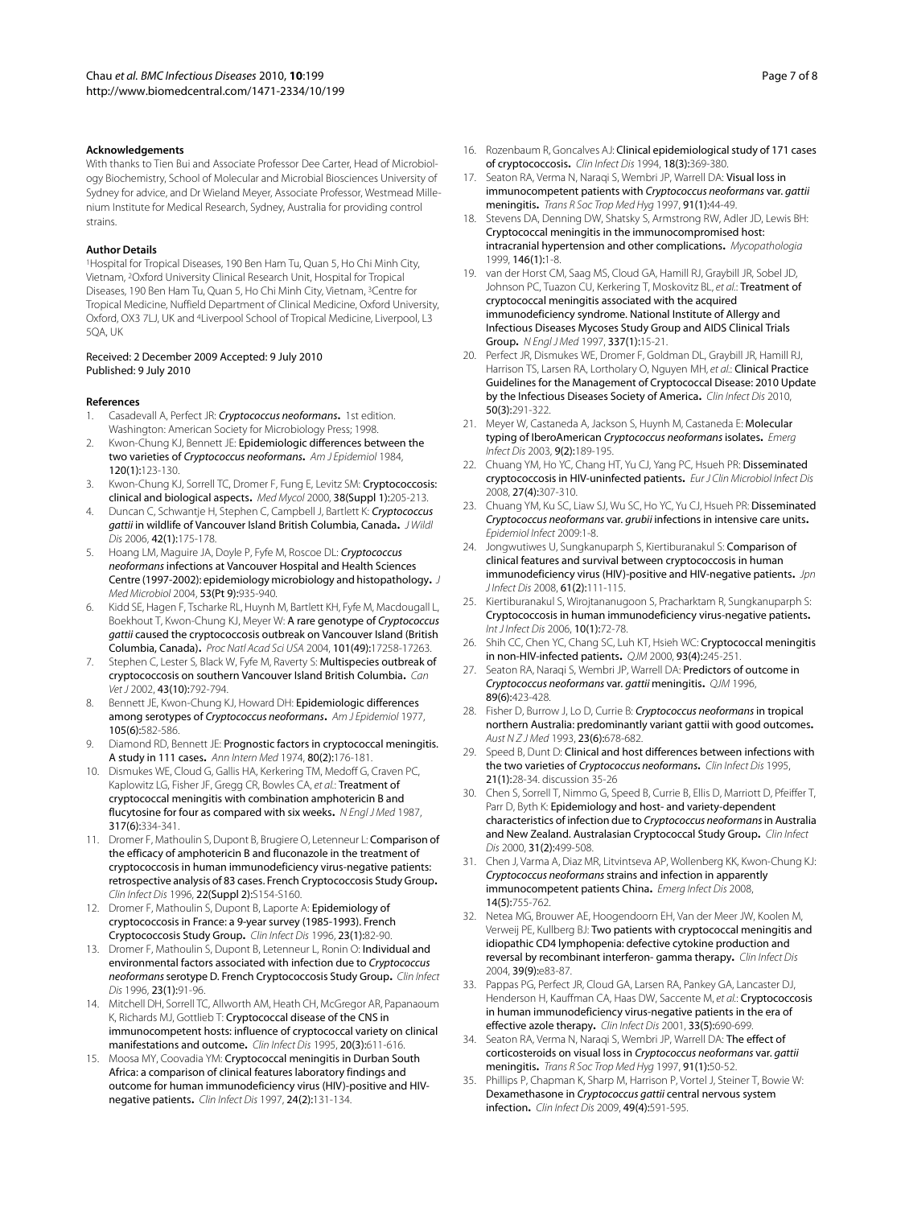### Acknowledgements

With thanks to Tien Bui and Associate Professor Dee Carter, Head of Microbiology Biochemistry, School of Molecular and Microbial Biosciences University of Sydney for advice, and Dr Wieland Meyer, Associate Professor, Westmead Millenium Institute for Medical Research, Sydney, Australia for providing control strains.

### Author Details

[1]Hospital for Tropical Diseases, 190 Ben Ham Tu, Quan 5, Ho Chi Minh City, Vietnam, [2]Oxford University Clinical Research Unit, Hospital for Tropical Diseases, 190 Ben Ham Tu, Quan 5, Ho Chi Minh City, Vietnam, [3]Centre for Tropical Medicine, Nuffield Department of Clinical Medicine, Oxford University, Oxford, OX3 7LJ, UK and [4]Liverpool School of Tropical Medicine, Liverpool, L3 5QA, UK

Received: 2 December 2009 Accepted: 9 July 2010
Published: 9 July 2010

### References

1. Casadevall A, Perfect JR: ***Cryptococcus neoformans*.** 1st edition. Washington: American Society for Microbiology Press; 1998.
2. Kwon-Chung KJ, Bennett JE: **Epidemiologic differences between the two varieties of *Cryptococcus neoformans*.** *Am J Epidemiol* 1984, **120(1)**:123-130.
3. Kwon-Chung KJ, Sorrell TC, Dromer F, Fung E, Levitz SM: **Cryptococcosis: clinical and biological aspects.** *Med Mycol* 2000, **38(Suppl 1)**:205-213.
4. Duncan C, Schwantje H, Stephen C, Campbell J, Bartlett K: ***Cryptococcus gattii* in wildlife of Vancouver Island British Columbia, Canada.** *J Wildl Dis* 2006, **42(1)**:175-178.
5. Hoang LM, Maguire JA, Doyle P, Fyfe M, Roscoe DL: ***Cryptococcus neoformans* infections at Vancouver Hospital and Health Sciences Centre (1997-2002): epidemiology microbiology and histopathology.** *J Med Microbiol* 2004, **53(Pt 9)**:935-940.
6. Kidd SE, Hagen F, Tscharke RL, Huynh M, Bartlett KH, Fyfe M, Macdougall L, Boekhout T, Kwon-Chung KJ, Meyer W: **A rare genotype of *Cryptococcus gattii* caused the cryptococcosis outbreak on Vancouver Island (British Columbia, Canada).** *Proc Natl Acad Sci USA* 2004, **101(49)**:17258-17263.
7. Stephen C, Lester S, Black W, Fyfe M, Raverty S: **Multispecies outbreak of cryptococcosis on southern Vancouver Island British Columbia.** *Can Vet J* 2002, **43(10)**:792-794.
8. Bennett JE, Kwon-Chung KJ, Howard DH: **Epidemiologic differences among serotypes of *Cryptococcus neoformans*.** *Am J Epidemiol* 1977, **105(6)**:582-586.
9. Diamond RD, Bennett JE: **Prognostic factors in cryptococcal meningitis. A study in 111 cases.** *Ann Intern Med* 1974, **80(2)**:176-181.
10. Dismukes WE, Cloud G, Gallis HA, Kerkering TM, Medoff G, Craven PC, Kaplowitz LG, Fisher JF, Gregg CR, Bowles CA, *et al.*: **Treatment of cryptococcal meningitis with combination amphotericin B and flucytosine for four as compared with six weeks.** *N Engl J Med* 1987, **317(6)**:334-341.
11. Dromer F, Mathoulin S, Dupont B, Brugiere O, Letenneur L: **Comparison of the efficacy of amphotericin B and fluconazole in the treatment of cryptococcosis in human immunodeficiency virus-negative patients: retrospective analysis of 83 cases. French Cryptococcosis Study Group.** *Clin Infect Dis* 1996, **22(Suppl 2)**:S154-S160.
12. Dromer F, Mathoulin S, Dupont B, Laporte A: **Epidemiology of cryptococcosis in France: a 9-year survey (1985-1993). French Cryptococcosis Study Group.** *Clin Infect Dis* 1996, **23(1)**:82-90.
13. Dromer F, Mathoulin S, Dupont B, Letenneur L, Ronin O: **Individual and environmental factors associated with infection due to *Cryptococcus neoformans* serotype D. French Cryptococcosis Study Group.** *Clin Infect Dis* 1996, **23(1)**:91-96.
14. Mitchell DH, Sorrell TC, Allworth AM, Heath CH, McGregor AR, Papanaoum K, Richards MJ, Gottlieb T: **Cryptococcal disease of the CNS in immunocompetent hosts: influence of cryptococcal variety on clinical manifestations and outcome.** *Clin Infect Dis* 1995, **20(3)**:611-616.
15. Moosa MY, Coovadia YM: **Cryptococcal meningitis in Durban South Africa: a comparison of clinical features laboratory findings and outcome for human immunodeficiency virus (HIV)-positive and HIV-negative patients.** *Clin Infect Dis* 1997, **24(2)**:131-134.
16. Rozenbaum R, Goncalves AJ: **Clinical epidemiological study of 171 cases of cryptococcosis.** *Clin Infect Dis* 1994, **18(3)**:369-380.
17. Seaton RA, Verma N, Naraqi S, Wembri JP, Warrell DA: **Visual loss in immunocompetent patients with *Cryptococcus neoformans* var. *gattii* meningitis.** *Trans R Soc Trop Med Hyg* 1997, **91(1)**:44-49.
18. Stevens DA, Denning DW, Shatsky S, Armstrong RW, Adler JD, Lewis BH: **Cryptococcal meningitis in the immunocompromised host: intracranial hypertension and other complications.** *Mycopathologia* 1999, **146(1)**:1-8.
19. van der Horst CM, Saag MS, Cloud GA, Hamill RJ, Graybill JR, Sobel JD, Johnson PC, Tuazon CU, Kerkering T, Moskovitz BL, *et al.*: **Treatment of cryptococcal meningitis associated with the acquired immunodeficiency syndrome. National Institute of Allergy and Infectious Diseases Mycoses Study Group and AIDS Clinical Trials Group.** *N Engl J Med* 1997, **337(1)**:15-21.
20. Perfect JR, Dismukes WE, Dromer F, Goldman DL, Graybill JR, Hamill RJ, Harrison TS, Larsen RA, Lortholary O, Nguyen MH, *et al.*: **Clinical Practice Guidelines for the Management of Cryptococcal Disease: 2010 Update by the Infectious Diseases Society of America.** *Clin Infect Dis* 2010, **50(3)**:291-322.
21. Meyer W, Castaneda A, Jackson S, Huynh M, Castaneda E: **Molecular typing of IberoAmerican *Cryptococcus neoformans* isolates.** *Emerg Infect Dis* 2003, **9(2)**:189-195.
22. Chuang YM, Ho YC, Chang HT, Yu CJ, Yang PC, Hsueh PR: **Disseminated cryptococcosis in HIV-uninfected patients.** *Eur J Clin Microbiol Infect Dis* 2008, **27(4)**:307-310.
23. Chuang YM, Ku SC, Liaw SJ, Wu SC, Ho YC, Yu CJ, Hsueh PR: **Disseminated *Cryptococcus neoformans* var. *grubii* infections in intensive care units.** *Epidemiol Infect* 2009:1-8.
24. Jongwutiwes U, Sungkanuparph S, Kiertiburanakul S: **Comparison of clinical features and survival between cryptococcosis in human immunodeficiency virus (HIV)-positive and HIV-negative patients.** *Jpn J Infect Dis* 2008, **61(2)**:111-115.
25. Kiertiburanakul S, Wirojtananugoon S, Pracharktam R, Sungkanuparph S: **Cryptococcosis in human immunodeficiency virus-negative patients.** *Int J Infect Dis* 2006, **10(1)**:72-78.
26. Shih CC, Chen YC, Chang SC, Luh KT, Hsieh WC: **Cryptococcal meningitis in non-HIV-infected patients.** *QJM* 2000, **93(4)**:245-251.
27. Seaton RA, Naraqi S, Wembri JP, Warrell DA: **Predictors of outcome in *Cryptococcus neoformans* var. *gattii* meningitis.** *QJM* 1996, **89(6)**:423-428.
28. Fisher D, Burrow J, Lo D, Currie B: ***Cryptococcus neoformans* in tropical northern Australia: predominantly variant gattii with good outcomes.** *Aust N Z J Med* 1993, **23(6)**:678-682.
29. Speed B, Dunt D: **Clinical and host differences between infections with the two varieties of *Cryptococcus neoformans*.** *Clin Infect Dis* 1995, **21(1)**:28-34. discussion 35-26
30. Chen S, Sorrell T, Nimmo G, Speed B, Currie B, Ellis D, Marriott D, Pfeiffer T, Parr D, Byth K: **Epidemiology and host- and variety-dependent characteristics of infection due to *Cryptococcus neoformans* in Australia and New Zealand. Australasian Cryptococcal Study Group.** *Clin Infect Dis* 2000, **31(2)**:499-508.
31. Chen J, Varma A, Diaz MR, Litvintseva AP, Wollenberg KK, Kwon-Chung KJ: ***Cryptococcus neoformans* strains and infection in apparently immunocompetent patients China.** *Emerg Infect Dis* 2008, **14(5)**:755-762.
32. Netea MG, Brouwer AE, Hoogendoorn EH, Van der Meer JW, Koolen M, Verweij PE, Kullberg BJ: **Two patients with cryptococcal meningitis and idiopathic CD4 lymphopenia: defective cytokine production and reversal by recombinant interferon- gamma therapy.** *Clin Infect Dis* 2004, **39(9)**:e83-87.
33. Pappas PG, Perfect JR, Cloud GA, Larsen RA, Pankey GA, Lancaster DJ, Henderson H, Kauffman CA, Haas DW, Saccente M, *et al.*: **Cryptococcosis in human immunodeficiency virus-negative patients in the era of effective azole therapy.** *Clin Infect Dis* 2001, **33(5)**:690-699.
34. Seaton RA, Verma N, Naraqi S, Wembri JP, Warrell DA: **The effect of corticosteroids on visual loss in *Cryptococcus neoformans* var. *gattii* meningitis.** *Trans R Soc Trop Med Hyg* 1997, **91(1)**:50-52.
35. Phillips P, Chapman K, Sharp M, Harrison P, Vortel J, Steiner T, Bowie W: **Dexamethasone in *Cryptococcus gattii* central nervous system infection.** *Clin Infect Dis* 2009, **49(4)**:591-595.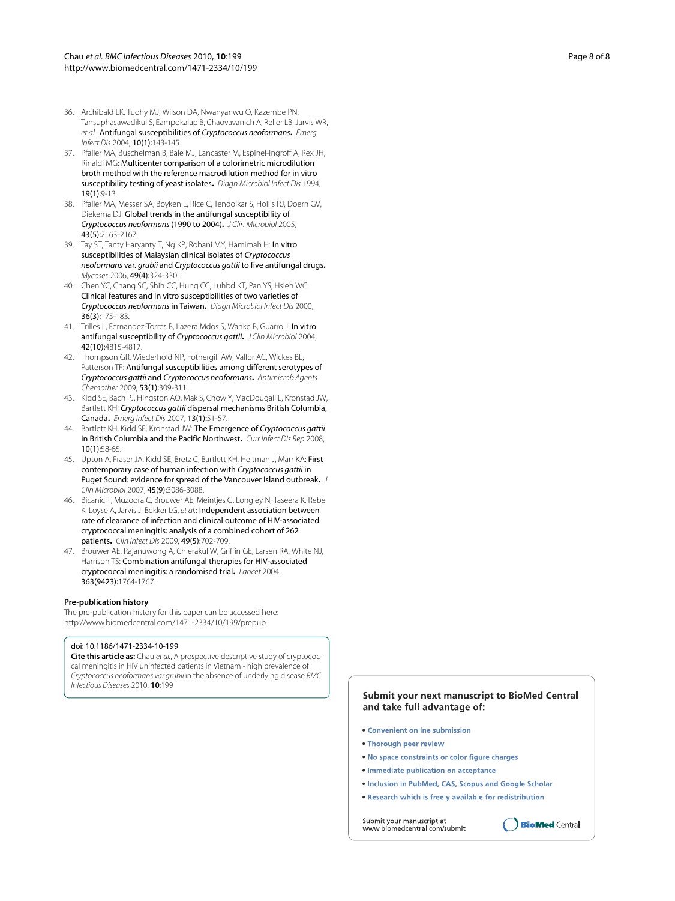36. Archibald LK, Tuohy MJ, Wilson DA, Nwanyanwu O, Kazembe PN, Tansuphasawadikul S, Eampokalap B, Chaovavanich A, Reller LB, Jarvis WR, *et al.*: **Antifungal susceptibilities of *Cryptococcus neoformans*.** *Emerg Infect Dis* 2004, **10(1)**:143-145.
37. Pfaller MA, Buschelman B, Bale MJ, Lancaster M, Espinel-Ingroff A, Rex JH, Rinaldi MG: **Multicenter comparison of a colorimetric microdilution broth method with the reference macrodilution method for in vitro susceptibility testing of yeast isolates.** *Diagn Microbiol Infect Dis* 1994, **19(1)**:9-13.
38. Pfaller MA, Messer SA, Boyken L, Rice C, Tendolkar S, Hollis RJ, Doern GV, Diekema DJ: **Global trends in the antifungal susceptibility of *Cryptococcus neoformans* (1990 to 2004).** *J Clin Microbiol* 2005, **43(5)**:2163-2167.
39. Tay ST, Tanty Haryanty T, Ng KP, Rohani MY, Hamimah H: **In vitro susceptibilities of Malaysian clinical isolates of *Cryptococcus neoformans* var. *grubii* and *Cryptococcus gattii* to five antifungal drugs.** *Mycoses* 2006, **49(4)**:324-330.
40. Chen YC, Chang SC, Shih CC, Hung CC, Luhbd KT, Pan YS, Hsieh WC: **Clinical features and in vitro susceptibilities of two varieties of *Cryptococcus neoformans* in Taiwan.** *Diagn Microbiol Infect Dis* 2000, **36(3)**:175-183.
41. Trilles L, Fernandez-Torres B, Lazera Mdos S, Wanke B, Guarro J: **In vitro antifungal susceptibility of *Cryptococcus gattii*.** *J Clin Microbiol* 2004, **42(10)**:4815-4817.
42. Thompson GR, Wiederhold NP, Fothergill AW, Vallor AC, Wickes BL, Patterson TF: **Antifungal susceptibilities among different serotypes of *Cryptococcus gattii* and *Cryptococcus neoformans*.** *Antimicrob Agents Chemother* 2009, **53(1)**:309-311.
43. Kidd SE, Bach PJ, Hingston AO, Mak S, Chow Y, MacDougall L, Kronstad JW, Bartlett KH: ***Cryptococcus gattii* dispersal mechanisms British Columbia, Canada.** *Emerg Infect Dis* 2007, **13(1)**:51-57.
44. Bartlett KH, Kidd SE, Kronstad JW: **The Emergence of *Cryptococcus gattii* in British Columbia and the Pacific Northwest.** *Curr Infect Dis Rep* 2008, **10(1)**:58-65.
45. Upton A, Fraser JA, Kidd SE, Bretz C, Bartlett KH, Heitman J, Marr KA: **First contemporary case of human infection with *Cryptococcus gattii* in Puget Sound: evidence for spread of the Vancouver Island outbreak.** *J Clin Microbiol* 2007, **45(9)**:3086-3088.
46. Bicanic T, Muzoora C, Brouwer AE, Meintjes G, Longley N, Taseera K, Rebe K, Loyse A, Jarvis J, Bekker LG, *et al.*: **Independent association between rate of clearance of infection and clinical outcome of HIV-associated cryptococcal meningitis: analysis of a combined cohort of 262 patients.** *Clin Infect Dis* 2009, **49(5)**:702-709.
47. Brouwer AE, Rajanuwong A, Chierakul W, Griffin GE, Larsen RA, White NJ, Harrison TS: **Combination antifungal therapies for HIV-associated cryptococcal meningitis: a randomised trial.** *Lancet* 2004, **363(9423)**:1764-1767.

### Pre-publication history

The pre-publication history for this paper can be accessed here:
http://www.biomedcentral.com/1471-2334/10/199/prepub

doi: 10.1186/1471-2334-10-199

**Cite this article as:** Chau *et al.*, A prospective descriptive study of cryptococcal meningitis in HIV uninfected patients in Vietnam - high prevalence of *Cryptococcus neoformans var grubii* in the absence of underlying disease *BMC Infectious Diseases* 2010, **10**:199

**Submit your next manuscript to BioMed Central and take full advantage of:**

- Convenient online submission
- Thorough peer review
- No space constraints or color figure charges
- Immediate publication on acceptance
- Inclusion in PubMed, CAS, Scopus and Google Scholar
- Research which is freely available for redistribution

Submit your manuscript at
www.biomedcentral.com/submit

BioMed Central